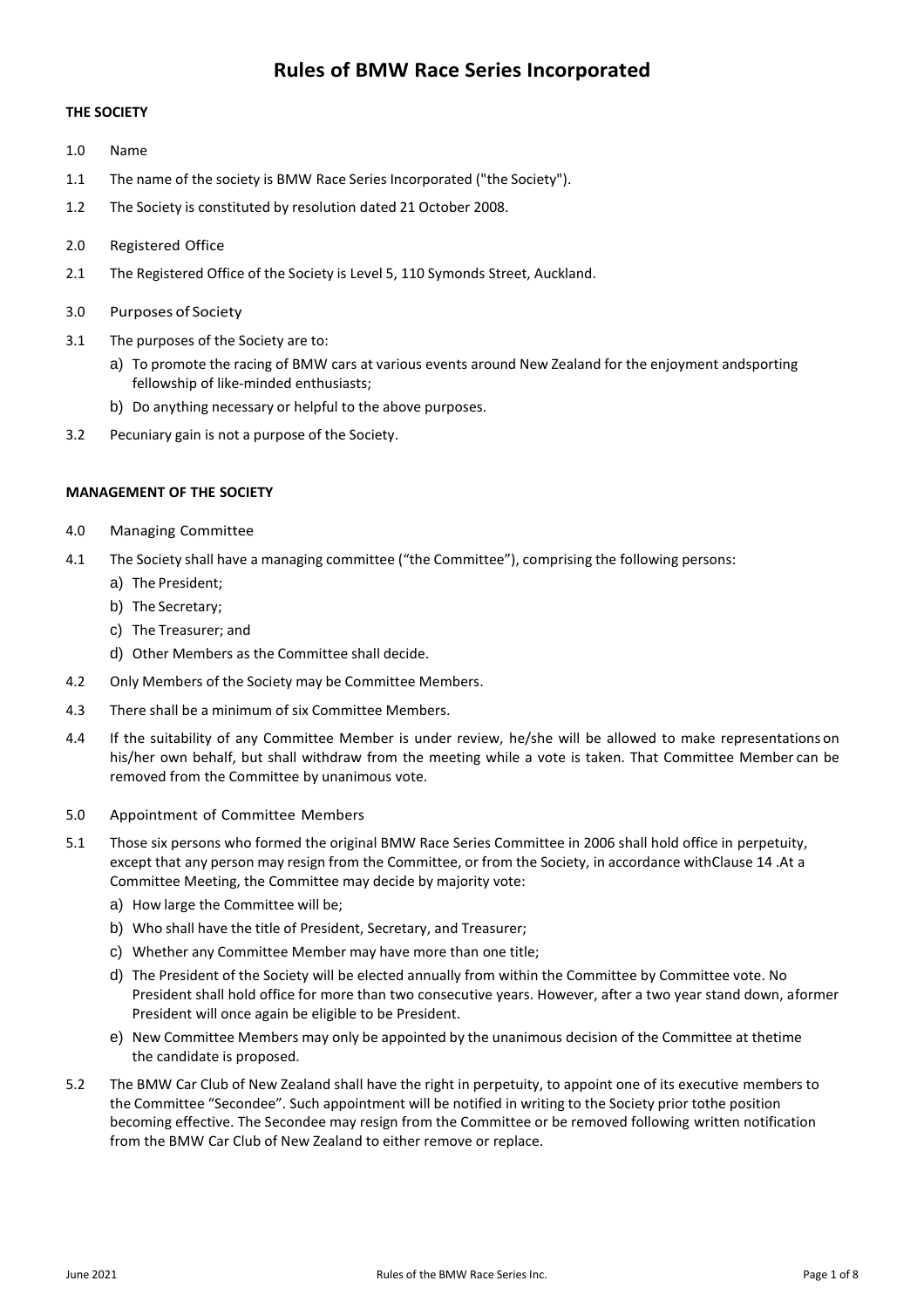# Rules of BMW Race Series Incorporated

**THE SOCIETY**

1.0 Name

1.1 The name of the society is BMW Race Series Incorporated ("the Society").

1.2 The Society is constituted by resolution dated 21 October 2008.

2.0 Registered Office

2.1 The Registered Office of the Society is Level 5, 110 Symonds Street, Auckland.

3.0 Purposes of Society

3.1 The purposes of the Society are to:

a) To promote the racing of BMW cars at various events around New Zealand for the enjoyment andsporting fellowship of like-minded enthusiasts;

b) Do anything necessary or helpful to the above purposes.

3.2 Pecuniary gain is not a purpose of the Society.

**MANAGEMENT OF THE SOCIETY**

4.0 Managing Committee

4.1 The Society shall have a managing committee ("the Committee"), comprising the following persons:

a) The President;

b) The Secretary;

c) The Treasurer; and

d) Other Members as the Committee shall decide.

4.2 Only Members of the Society may be Committee Members.

4.3 There shall be a minimum of six Committee Members.

4.4 If the suitability of any Committee Member is under review, he/she will be allowed to make representations on his/her own behalf, but shall withdraw from the meeting while a vote is taken. That Committee Member can be removed from the Committee by unanimous vote.

5.0 Appointment of Committee Members

5.1 Those six persons who formed the original BMW Race Series Committee in 2006 shall hold office in perpetuity, except that any person may resign from the Committee, or from the Society, in accordance withClause 14 .At a Committee Meeting, the Committee may decide by majority vote:

a) How large the Committee will be;

b) Who shall have the title of President, Secretary, and Treasurer;

c) Whether any Committee Member may have more than one title;

d) The President of the Society will be elected annually from within the Committee by Committee vote. No President shall hold office for more than two consecutive years. However, after a two year stand down, aformer President will once again be eligible to be President.

e) New Committee Members may only be appointed by the unanimous decision of the Committee at thetime the candidate is proposed.

5.2 The BMW Car Club of New Zealand shall have the right in perpetuity, to appoint one of its executive members to the Committee "Secondee". Such appointment will be notified in writing to the Society prior tothe position becoming effective. The Secondee may resign from the Committee or be removed following written notification from the BMW Car Club of New Zealand to either remove or replace.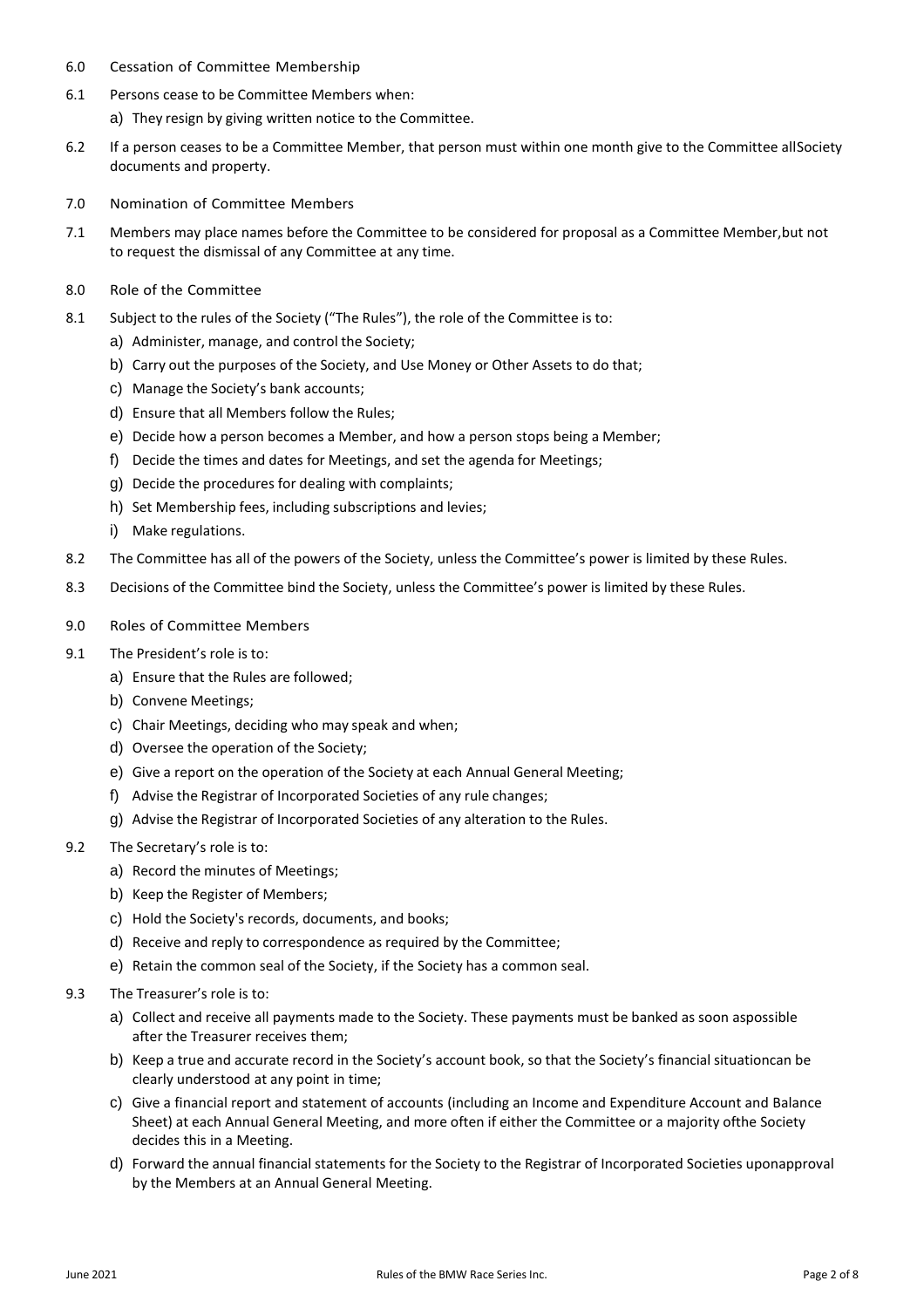## 6.0 Cessation of Committee Membership

6.1 Persons cease to be Committee Members when:

a) They resign by giving written notice to the Committee.

6.2 If a person ceases to be a Committee Member, that person must within one month give to the Committee allSociety documents and property.

## 7.0 Nomination of Committee Members

7.1 Members may place names before the Committee to be considered for proposal as a Committee Member,but not to request the dismissal of any Committee at any time.

## 8.0 Role of the Committee

8.1 Subject to the rules of the Society ("The Rules"), the role of the Committee is to:

a) Administer, manage, and control the Society;
b) Carry out the purposes of the Society, and Use Money or Other Assets to do that;
c) Manage the Society's bank accounts;
d) Ensure that all Members follow the Rules;
e) Decide how a person becomes a Member, and how a person stops being a Member;
f) Decide the times and dates for Meetings, and set the agenda for Meetings;
g) Decide the procedures for dealing with complaints;
h) Set Membership fees, including subscriptions and levies;
i) Make regulations.

8.2 The Committee has all of the powers of the Society, unless the Committee's power is limited by these Rules.

8.3 Decisions of the Committee bind the Society, unless the Committee's power is limited by these Rules.

## 9.0 Roles of Committee Members

9.1 The President's role is to:

a) Ensure that the Rules are followed;
b) Convene Meetings;
c) Chair Meetings, deciding who may speak and when;
d) Oversee the operation of the Society;
e) Give a report on the operation of the Society at each Annual General Meeting;
f) Advise the Registrar of Incorporated Societies of any rule changes;
g) Advise the Registrar of Incorporated Societies of any alteration to the Rules.

9.2 The Secretary's role is to:

a) Record the minutes of Meetings;
b) Keep the Register of Members;
c) Hold the Society's records, documents, and books;
d) Receive and reply to correspondence as required by the Committee;
e) Retain the common seal of the Society, if the Society has a common seal.

9.3 The Treasurer's role is to:

a) Collect and receive all payments made to the Society. These payments must be banked as soon aspossible after the Treasurer receives them;
b) Keep a true and accurate record in the Society's account book, so that the Society's financial situationcan be clearly understood at any point in time;
c) Give a financial report and statement of accounts (including an Income and Expenditure Account and Balance Sheet) at each Annual General Meeting, and more often if either the Committee or a majority ofthe Society decides this in a Meeting.
d) Forward the annual financial statements for the Society to the Registrar of Incorporated Societies uponapproval by the Members at an Annual General Meeting.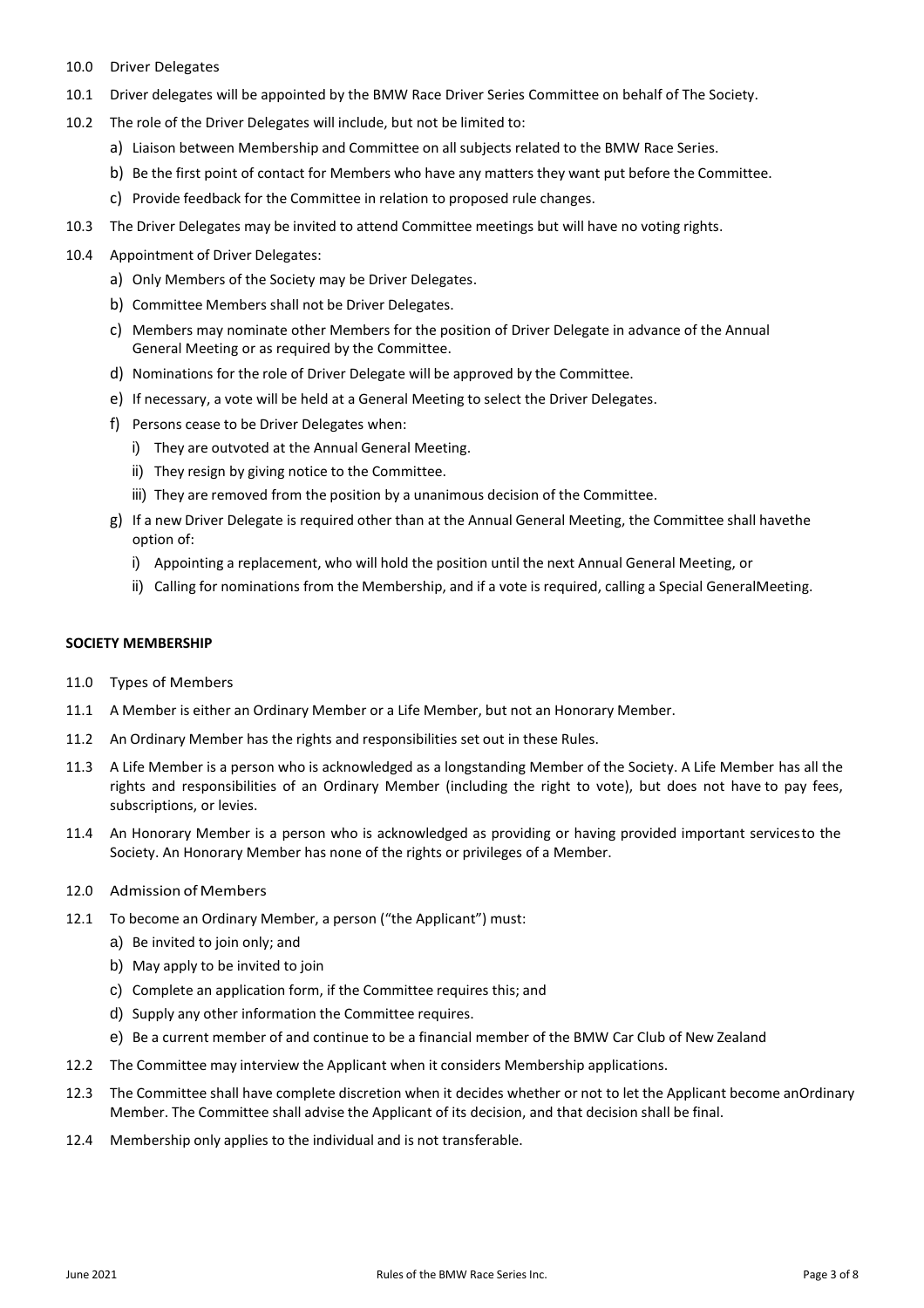10.0 Driver Delegates

10.1 Driver delegates will be appointed by the BMW Race Driver Series Committee on behalf of The Society.

10.2 The role of the Driver Delegates will include, but not be limited to:

- a) Liaison between Membership and Committee on all subjects related to the BMW Race Series.
- b) Be the first point of contact for Members who have any matters they want put before the Committee.
- c) Provide feedback for the Committee in relation to proposed rule changes.

10.3 The Driver Delegates may be invited to attend Committee meetings but will have no voting rights.

10.4 Appointment of Driver Delegates:

- a) Only Members of the Society may be Driver Delegates.
- b) Committee Members shall not be Driver Delegates.
- c) Members may nominate other Members for the position of Driver Delegate in advance of the Annual General Meeting or as required by the Committee.
- d) Nominations for the role of Driver Delegate will be approved by the Committee.
- e) If necessary, a vote will be held at a General Meeting to select the Driver Delegates.
- f) Persons cease to be Driver Delegates when:
  - i) They are outvoted at the Annual General Meeting.
  - ii) They resign by giving notice to the Committee.
  - iii) They are removed from the position by a unanimous decision of the Committee.
- g) If a new Driver Delegate is required other than at the Annual General Meeting, the Committee shall havethe option of:
  - i) Appointing a replacement, who will hold the position until the next Annual General Meeting, or
  - ii) Calling for nominations from the Membership, and if a vote is required, calling a Special GeneralMeeting.

**SOCIETY MEMBERSHIP**

11.0 Types of Members

11.1 A Member is either an Ordinary Member or a Life Member, but not an Honorary Member.

11.2 An Ordinary Member has the rights and responsibilities set out in these Rules.

11.3 A Life Member is a person who is acknowledged as a longstanding Member of the Society. A Life Member has all the rights and responsibilities of an Ordinary Member (including the right to vote), but does not have to pay fees, subscriptions, or levies.

11.4 An Honorary Member is a person who is acknowledged as providing or having provided important servicesto the Society. An Honorary Member has none of the rights or privileges of a Member.

12.0 Admission of Members

12.1 To become an Ordinary Member, a person ("the Applicant") must:

- a) Be invited to join only; and
- b) May apply to be invited to join
- c) Complete an application form, if the Committee requires this; and
- d) Supply any other information the Committee requires.
- e) Be a current member of and continue to be a financial member of the BMW Car Club of New Zealand

12.2 The Committee may interview the Applicant when it considers Membership applications.

12.3 The Committee shall have complete discretion when it decides whether or not to let the Applicant become anOrdinary Member. The Committee shall advise the Applicant of its decision, and that decision shall be final.

12.4 Membership only applies to the individual and is not transferable.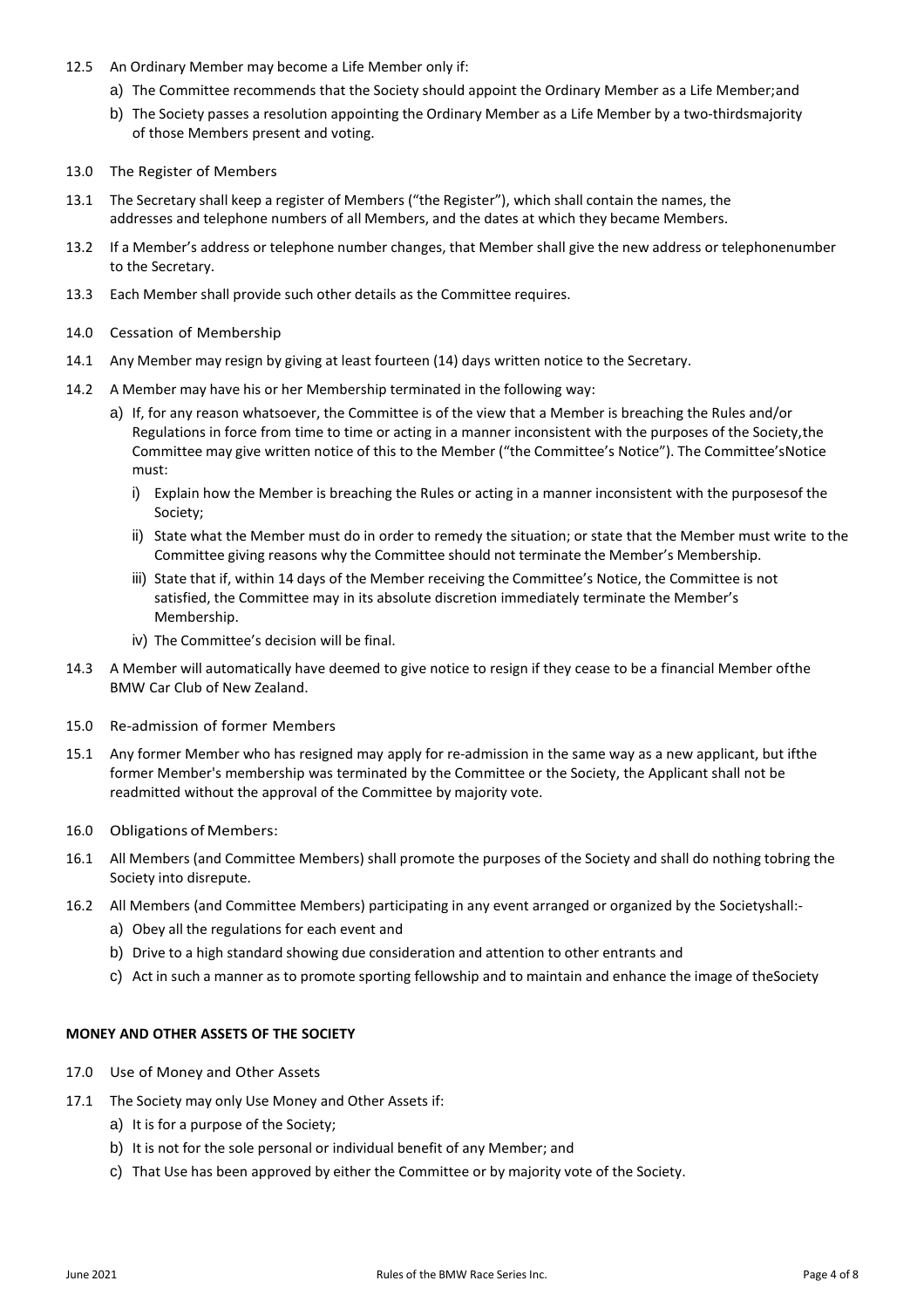12.5 An Ordinary Member may become a Life Member only if:

a) The Committee recommends that the Society should appoint the Ordinary Member as a Life Member; and

b) The Society passes a resolution appointing the Ordinary Member as a Life Member by a two-thirds majority of those Members present and voting.

13.0 The Register of Members

13.1 The Secretary shall keep a register of Members ("the Register"), which shall contain the names, the addresses and telephone numbers of all Members, and the dates at which they became Members.

13.2 If a Member's address or telephone number changes, that Member shall give the new address or telephone number to the Secretary.

13.3 Each Member shall provide such other details as the Committee requires.

14.0 Cessation of Membership

14.1 Any Member may resign by giving at least fourteen (14) days written notice to the Secretary.

14.2 A Member may have his or her Membership terminated in the following way:

a) If, for any reason whatsoever, the Committee is of the view that a Member is breaching the Rules and/or Regulations in force from time to time or acting in a manner inconsistent with the purposes of the Society, the Committee may give written notice of this to the Member ("the Committee's Notice"). The Committee's Notice must:

i) Explain how the Member is breaching the Rules or acting in a manner inconsistent with the purposes of the Society;

ii) State what the Member must do in order to remedy the situation; or state that the Member must write to the Committee giving reasons why the Committee should not terminate the Member's Membership.

iii) State that if, within 14 days of the Member receiving the Committee's Notice, the Committee is not satisfied, the Committee may in its absolute discretion immediately terminate the Member's Membership.

iv) The Committee's decision will be final.

14.3 A Member will automatically have deemed to give notice to resign if they cease to be a financial Member of the BMW Car Club of New Zealand.

15.0 Re-admission of former Members

15.1 Any former Member who has resigned may apply for re-admission in the same way as a new applicant, but if the former Member's membership was terminated by the Committee or the Society, the Applicant shall not be readmitted without the approval of the Committee by majority vote.

16.0 Obligations of Members:

16.1 All Members (and Committee Members) shall promote the purposes of the Society and shall do nothing to bring the Society into disrepute.

16.2 All Members (and Committee Members) participating in any event arranged or organized by the Society shall:-

a) Obey all the regulations for each event and

b) Drive to a high standard showing due consideration and attention to other entrants and

c) Act in such a manner as to promote sporting fellowship and to maintain and enhance the image of the Society

**MONEY AND OTHER ASSETS OF THE SOCIETY**

17.0 Use of Money and Other Assets

17.1 The Society may only Use Money and Other Assets if:

a) It is for a purpose of the Society;

b) It is not for the sole personal or individual benefit of any Member; and

c) That Use has been approved by either the Committee or by majority vote of the Society.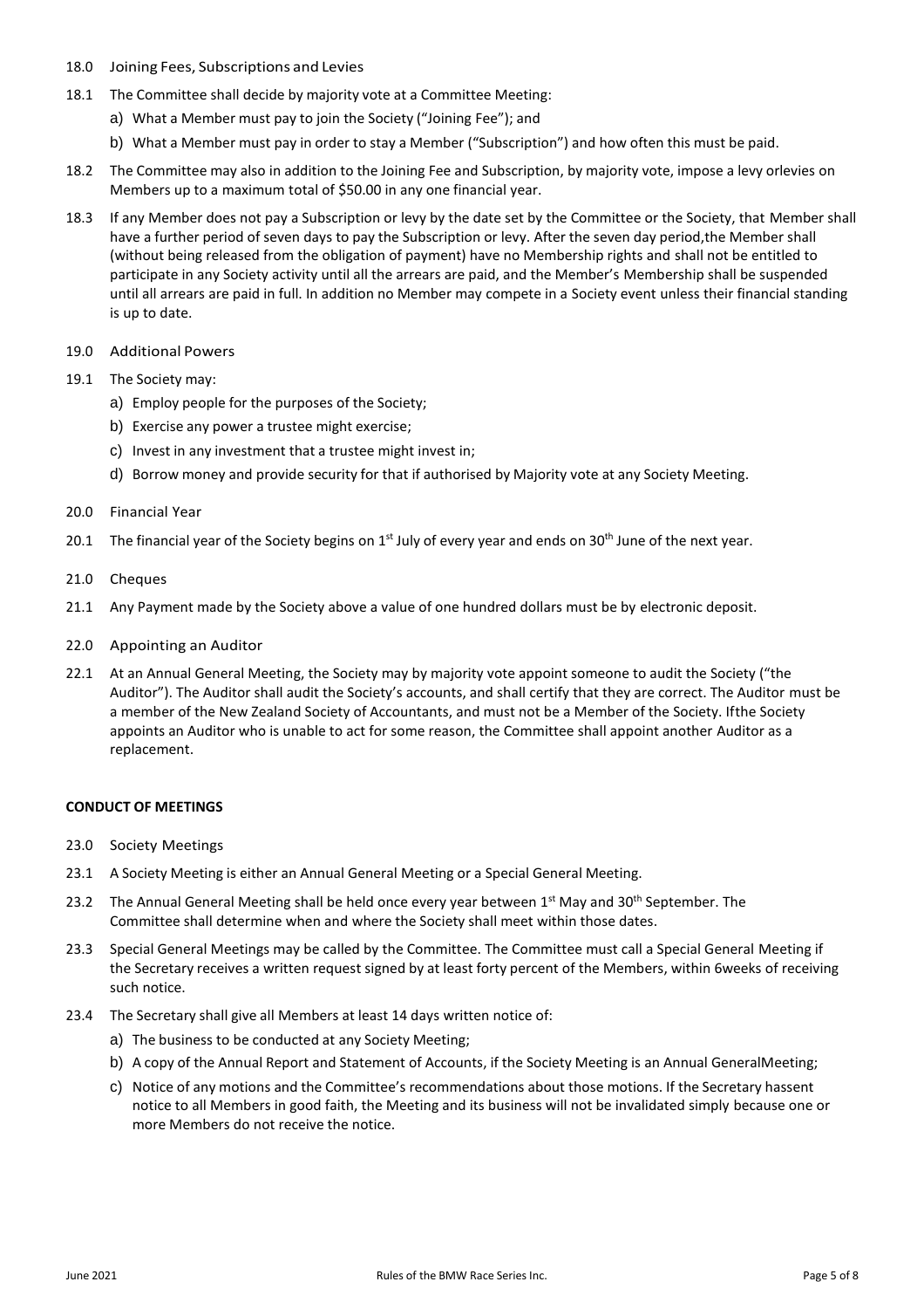18.0 Joining Fees, Subscriptions and Levies

18.1 The Committee shall decide by majority vote at a Committee Meeting:

   a) What a Member must pay to join the Society ("Joining Fee"); and

   b) What a Member must pay in order to stay a Member ("Subscription") and how often this must be paid.

18.2 The Committee may also in addition to the Joining Fee and Subscription, by majority vote, impose a levy orlevies on Members up to a maximum total of $50.00 in any one financial year.

18.3 If any Member does not pay a Subscription or levy by the date set by the Committee or the Society, that Member shall have a further period of seven days to pay the Subscription or levy. After the seven day period,the Member shall (without being released from the obligation of payment) have no Membership rights and shall not be entitled to participate in any Society activity until all the arrears are paid, and the Member's Membership shall be suspended until all arrears are paid in full. In addition no Member may compete in a Society event unless their financial standing is up to date.

19.0 Additional Powers

19.1 The Society may:

   a) Employ people for the purposes of the Society;

   b) Exercise any power a trustee might exercise;

   c) Invest in any investment that a trustee might invest in;

   d) Borrow money and provide security for that if authorised by Majority vote at any Society Meeting.

20.0 Financial Year

20.1 The financial year of the Society begins on 1st July of every year and ends on 30th June of the next year.

21.0 Cheques

21.1 Any Payment made by the Society above a value of one hundred dollars must be by electronic deposit.

22.0 Appointing an Auditor

22.1 At an Annual General Meeting, the Society may by majority vote appoint someone to audit the Society ("the Auditor"). The Auditor shall audit the Society's accounts, and shall certify that they are correct. The Auditor must be a member of the New Zealand Society of Accountants, and must not be a Member of the Society. Ifthe Society appoints an Auditor who is unable to act for some reason, the Committee shall appoint another Auditor as a replacement.

**CONDUCT OF MEETINGS**

23.0 Society Meetings

23.1 A Society Meeting is either an Annual General Meeting or a Special General Meeting.

23.2 The Annual General Meeting shall be held once every year between 1st May and 30th September. The Committee shall determine when and where the Society shall meet within those dates.

23.3 Special General Meetings may be called by the Committee. The Committee must call a Special General Meeting if the Secretary receives a written request signed by at least forty percent of the Members, within 6weeks of receiving such notice.

23.4 The Secretary shall give all Members at least 14 days written notice of:

   a) The business to be conducted at any Society Meeting;

   b) A copy of the Annual Report and Statement of Accounts, if the Society Meeting is an Annual GeneralMeeting;

   c) Notice of any motions and the Committee's recommendations about those motions. If the Secretary hassent notice to all Members in good faith, the Meeting and its business will not be invalidated simply because one or more Members do not receive the notice.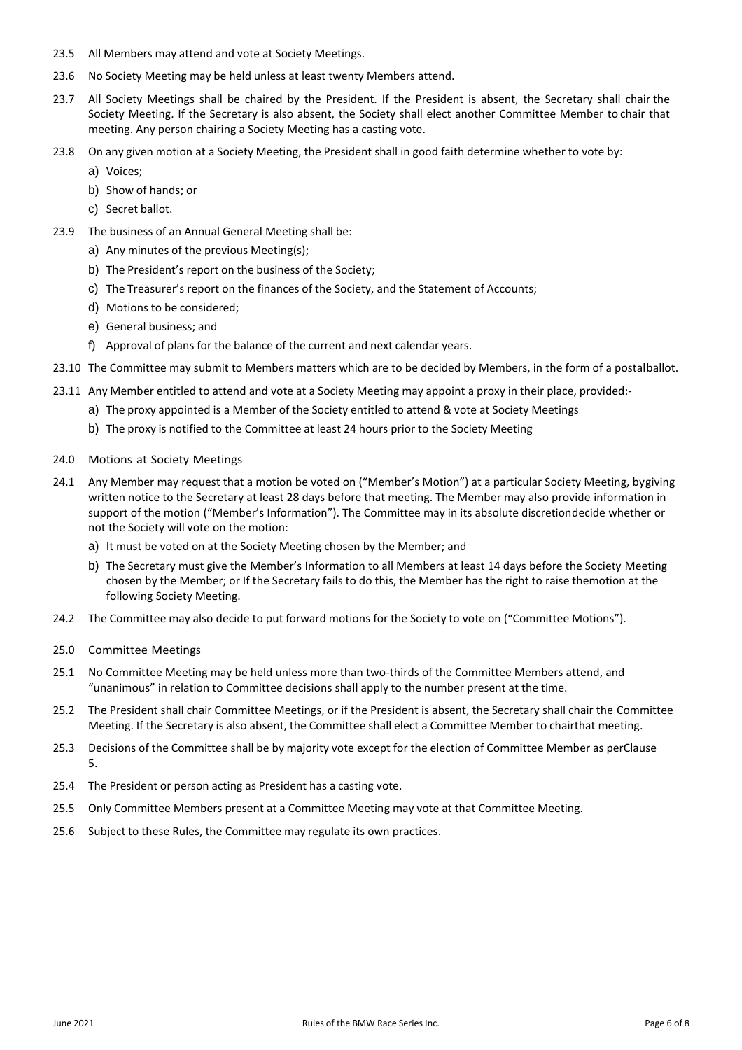23.5 All Members may attend and vote at Society Meetings.

23.6 No Society Meeting may be held unless at least twenty Members attend.

23.7 All Society Meetings shall be chaired by the President. If the President is absent, the Secretary shall chair the Society Meeting. If the Secretary is also absent, the Society shall elect another Committee Member to chair that meeting. Any person chairing a Society Meeting has a casting vote.

23.8 On any given motion at a Society Meeting, the President shall in good faith determine whether to vote by:

a) Voices;

b) Show of hands; or

c) Secret ballot.

23.9 The business of an Annual General Meeting shall be:

a) Any minutes of the previous Meeting(s);

b) The President's report on the business of the Society;

c) The Treasurer's report on the finances of the Society, and the Statement of Accounts;

d) Motions to be considered;

e) General business; and

f) Approval of plans for the balance of the current and next calendar years.

23.10 The Committee may submit to Members matters which are to be decided by Members, in the form of a postalballot.

23.11 Any Member entitled to attend and vote at a Society Meeting may appoint a proxy in their place, provided:-

a) The proxy appointed is a Member of the Society entitled to attend & vote at Society Meetings

b) The proxy is notified to the Committee at least 24 hours prior to the Society Meeting

24.0 Motions at Society Meetings

24.1 Any Member may request that a motion be voted on ("Member's Motion") at a particular Society Meeting, bygiving written notice to the Secretary at least 28 days before that meeting. The Member may also provide information in support of the motion ("Member's Information"). The Committee may in its absolute discretiondecide whether or not the Society will vote on the motion:

a) It must be voted on at the Society Meeting chosen by the Member; and

b) The Secretary must give the Member's Information to all Members at least 14 days before the Society Meeting chosen by the Member; or If the Secretary fails to do this, the Member has the right to raise themotion at the following Society Meeting.

24.2 The Committee may also decide to put forward motions for the Society to vote on ("Committee Motions").

25.0 Committee Meetings

25.1 No Committee Meeting may be held unless more than two-thirds of the Committee Members attend, and "unanimous" in relation to Committee decisions shall apply to the number present at the time.

25.2 The President shall chair Committee Meetings, or if the President is absent, the Secretary shall chair the Committee Meeting. If the Secretary is also absent, the Committee shall elect a Committee Member to chairthat meeting.

25.3 Decisions of the Committee shall be by majority vote except for the election of Committee Member as perClause 5.

25.4 The President or person acting as President has a casting vote.

25.5 Only Committee Members present at a Committee Meeting may vote at that Committee Meeting.

25.6 Subject to these Rules, the Committee may regulate its own practices.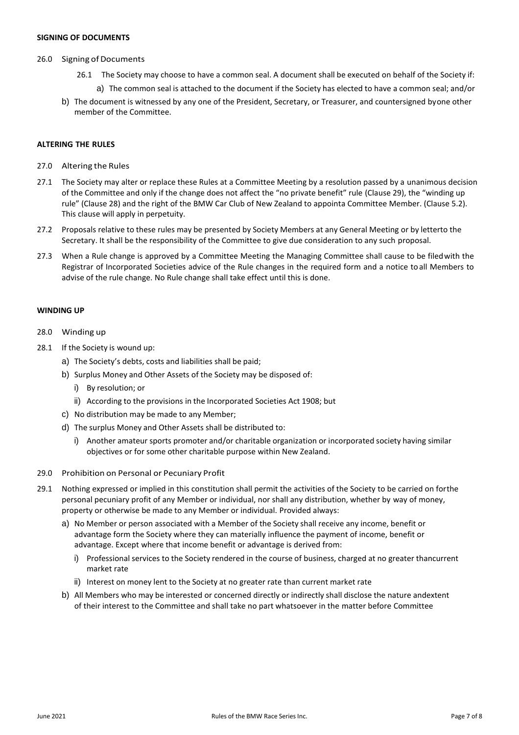**SIGNING OF DOCUMENTS**

26.0 Signing of Documents

26.1 The Society may choose to have a common seal. A document shall be executed on behalf of the Society if:

a) The common seal is attached to the document if the Society has elected to have a common seal; and/or

b) The document is witnessed by any one of the President, Secretary, or Treasurer, and countersigned byone other member of the Committee.

**ALTERING THE RULES**

27.0 Altering the Rules

27.1 The Society may alter or replace these Rules at a Committee Meeting by a resolution passed by a unanimous decision of the Committee and only if the change does not affect the "no private benefit" rule (Clause 29), the "winding up rule" (Clause 28) and the right of the BMW Car Club of New Zealand to appointa Committee Member. (Clause 5.2). This clause will apply in perpetuity.

27.2 Proposals relative to these rules may be presented by Society Members at any General Meeting or by letterto the Secretary. It shall be the responsibility of the Committee to give due consideration to any such proposal.

27.3 When a Rule change is approved by a Committee Meeting the Managing Committee shall cause to be filedwith the Registrar of Incorporated Societies advice of the Rule changes in the required form and a notice toall Members to advise of the rule change. No Rule change shall take effect until this is done.

**WINDING UP**

28.0 Winding up

28.1 If the Society is wound up:

a) The Society's debts, costs and liabilities shall be paid;

b) Surplus Money and Other Assets of the Society may be disposed of:

i) By resolution; or

ii) According to the provisions in the Incorporated Societies Act 1908; but

c) No distribution may be made to any Member;

d) The surplus Money and Other Assets shall be distributed to:

i) Another amateur sports promoter and/or charitable organization or incorporated society having similar objectives or for some other charitable purpose within New Zealand.

29.0 Prohibition on Personal or Pecuniary Profit

29.1 Nothing expressed or implied in this constitution shall permit the activities of the Society to be carried on forthe personal pecuniary profit of any Member or individual, nor shall any distribution, whether by way of money, property or otherwise be made to any Member or individual. Provided always:

a) No Member or person associated with a Member of the Society shall receive any income, benefit or advantage form the Society where they can materially influence the payment of income, benefit or advantage. Except where that income benefit or advantage is derived from:

i) Professional services to the Society rendered in the course of business, charged at no greater thancurrent market rate

ii) Interest on money lent to the Society at no greater rate than current market rate

b) All Members who may be interested or concerned directly or indirectly shall disclose the nature andextent of their interest to the Committee and shall take no part whatsoever in the matter before Committee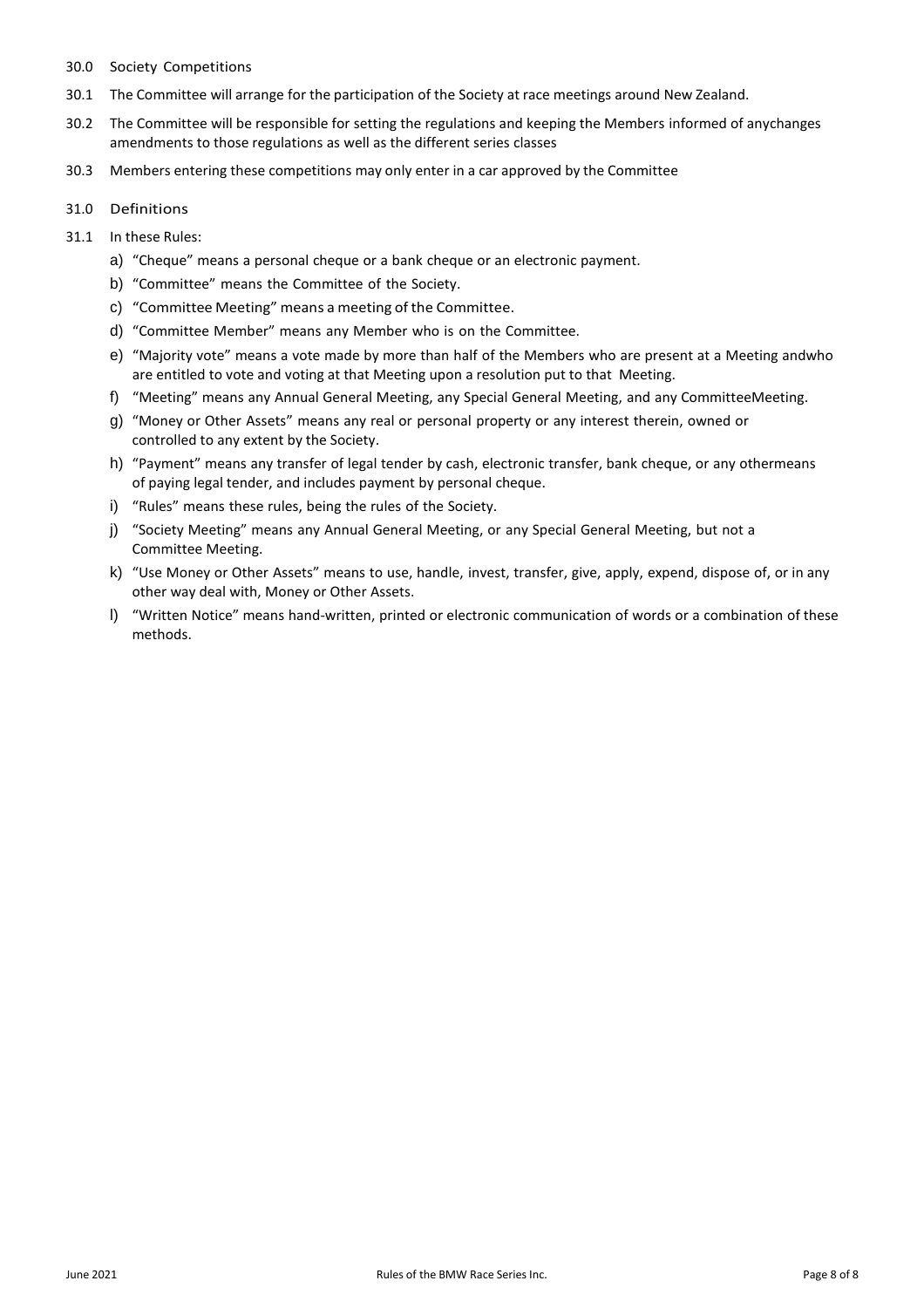30.0 Society Competitions

30.1 The Committee will arrange for the participation of the Society at race meetings around New Zealand.

30.2 The Committee will be responsible for setting the regulations and keeping the Members informed of anychanges amendments to those regulations as well as the different series classes

30.3 Members entering these competitions may only enter in a car approved by the Committee

31.0 Definitions

31.1 In these Rules:

a) "Cheque" means a personal cheque or a bank cheque or an electronic payment.

b) "Committee" means the Committee of the Society.

c) "Committee Meeting" means a meeting of the Committee.

d) "Committee Member" means any Member who is on the Committee.

e) "Majority vote" means a vote made by more than half of the Members who are present at a Meeting andwho are entitled to vote and voting at that Meeting upon a resolution put to that Meeting.

f) "Meeting" means any Annual General Meeting, any Special General Meeting, and any CommitteeMeeting.

g) "Money or Other Assets" means any real or personal property or any interest therein, owned or controlled to any extent by the Society.

h) "Payment" means any transfer of legal tender by cash, electronic transfer, bank cheque, or any othermeans of paying legal tender, and includes payment by personal cheque.

i) "Rules" means these rules, being the rules of the Society.

j) "Society Meeting" means any Annual General Meeting, or any Special General Meeting, but not a Committee Meeting.

k) "Use Money or Other Assets" means to use, handle, invest, transfer, give, apply, expend, dispose of, or in any other way deal with, Money or Other Assets.

l) "Written Notice" means hand-written, printed or electronic communication of words or a combination of these methods.